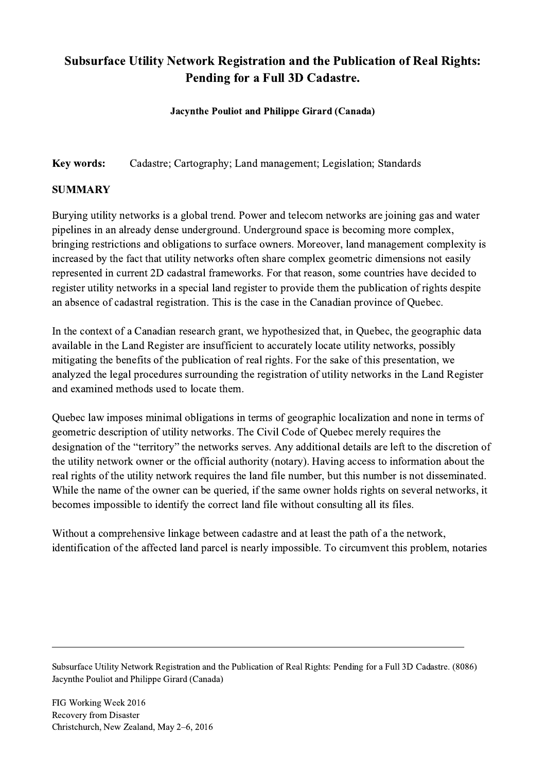# Subsurface Utility Network Registration and the Publication of Real Rights: Pending for a Full 3D Cadastre.

**Jacynthe Pouliot and Philippe Girard (Canada)**

**Key words:** Cadastre; Cartography; Land management; Legislation; Standards

## SUMMARY

Burying utility networks is a global trend. Power and telecom networks are joining gas and water pipelines in an already dense underground. Underground space is becoming more complex, bringing restrictions and obligations to surface owners. Moreover, land management complexity is increased by the fact that utility networks often share complex geometric dimensions not easily represented in current 2D cadastral frameworks. For that reason, some countries have decided to register utility networks in a special land register to provide them the publication of rights despite an absence of cadastral registration. This is the case in the Canadian province of Quebec.

In the context of a Canadian research grant, we hypothesized that, in Quebec, the geographic data available in the Land Register are insufficient to accurately locate utility networks, possibly mitigating the benefits of the publication of real rights. For the sake of this presentation, we analyzed the legal procedures surrounding the registration of utility networks in the Land Register and examined methods used to locate them.

Quebec law imposes minimal obligations in terms of geographic localization and none in terms of geometric description of utility networks. The Civil Code of Quebec merely requires the designation of the “territory” the networks serves. Any additional details are left to the discretion of the utility network owner or the official authority (notary). Having access to information about the real rights of the utility network requires the land file number, but this number is not disseminated. While the name of the owner can be queried, if the same owner holds rights on several networks, it becomes impossible to identify the correct land file without consulting all its files.

Without a comprehensive linkage between cadastre and at least the path of a the network, identification of the affected land parcel is nearly impossible. To circumvent this problem, notaries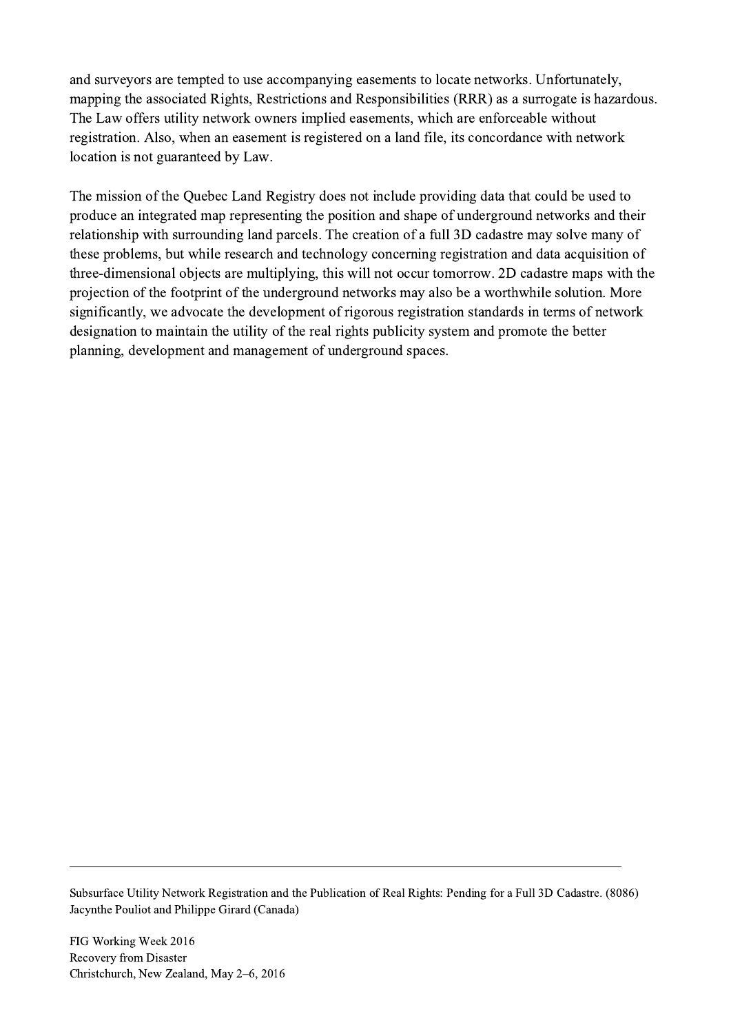and surveyors are tempted to use accompanying easements to locate networks. Unfortunately, mapping the associated Rights, Restrictions and Responsibilities (RRR) as a surrogate is hazardous. The Law offers utility network owners implied easements, which are enforceable without registration. Also, when an easement is registered on a land file, its concordance with network location is not guaranteed by Law.

The mission of the Quebec Land Registry does not include providing data that could be used to produce an integrated map representing the position and shape of underground networks and their relationship with surrounding land parcels. The creation of a full 3D cadastre may solve many of these problems, but while research and technology concerning registration and data acquisition of three-dimensional objects are multiplying, this will not occur tomorrow. 2D cadastre maps with the projection of the footprint of the underground networks may also be a worthwhile solution. More significantly, we advocate the development of rigorous registration standards in terms of network designation to maintain the utility of the real rights publicity system and promote the better planning, development and management of underground spaces.